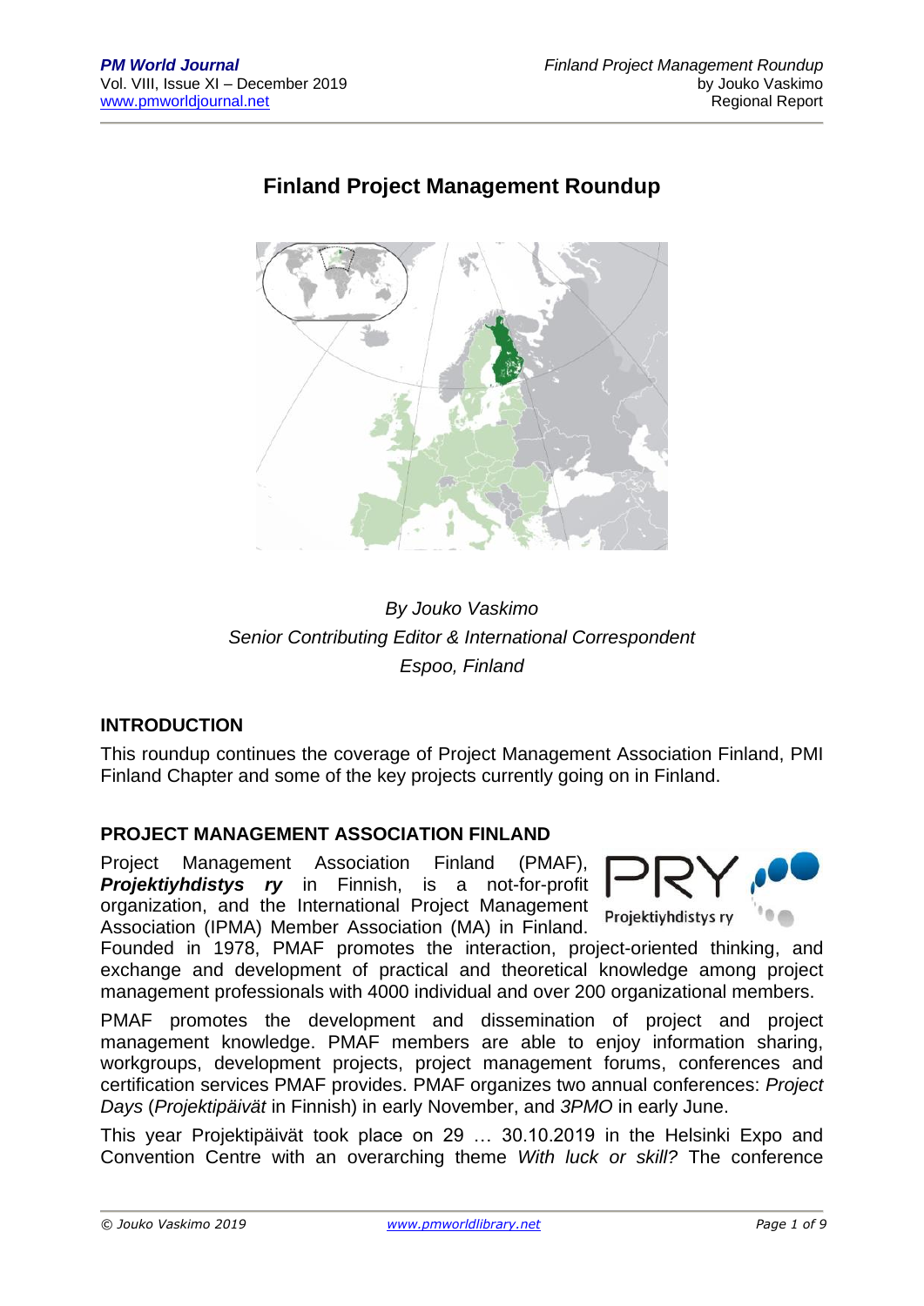# Finland Project Management Roundup

*By Jouko Vaskimo*
*Senior Contributing Editor & International Correspondent*
*Espoo, Finland*

## INTRODUCTION

This roundup continues the coverage of Project Management Association Finland, PMI Finland Chapter and some of the key projects currently going on in Finland.

## PROJECT MANAGEMENT ASSOCIATION FINLAND

Project Management Association Finland (PMAF), ***Projektiyhdistys ry*** in Finnish, is a not-for-profit organization, and the International Project Management Association (IPMA) Member Association (MA) in Finland. Founded in 1978, PMAF promotes the interaction, project-oriented thinking, and exchange and development of practical and theoretical knowledge among project management professionals with 4000 individual and over 200 organizational members.

PMAF promotes the development and dissemination of project and project management knowledge. PMAF members are able to enjoy information sharing, workgroups, development projects, project management forums, conferences and certification services PMAF provides. PMAF organizes two annual conferences: *Project Days* (*Projektipäivät* in Finnish) in early November, and *3PMO* in early June.

This year Projektipäivät took place on 29 … 30.10.2019 in the Helsinki Expo and Convention Centre with an overarching theme *With luck or skill?* The conference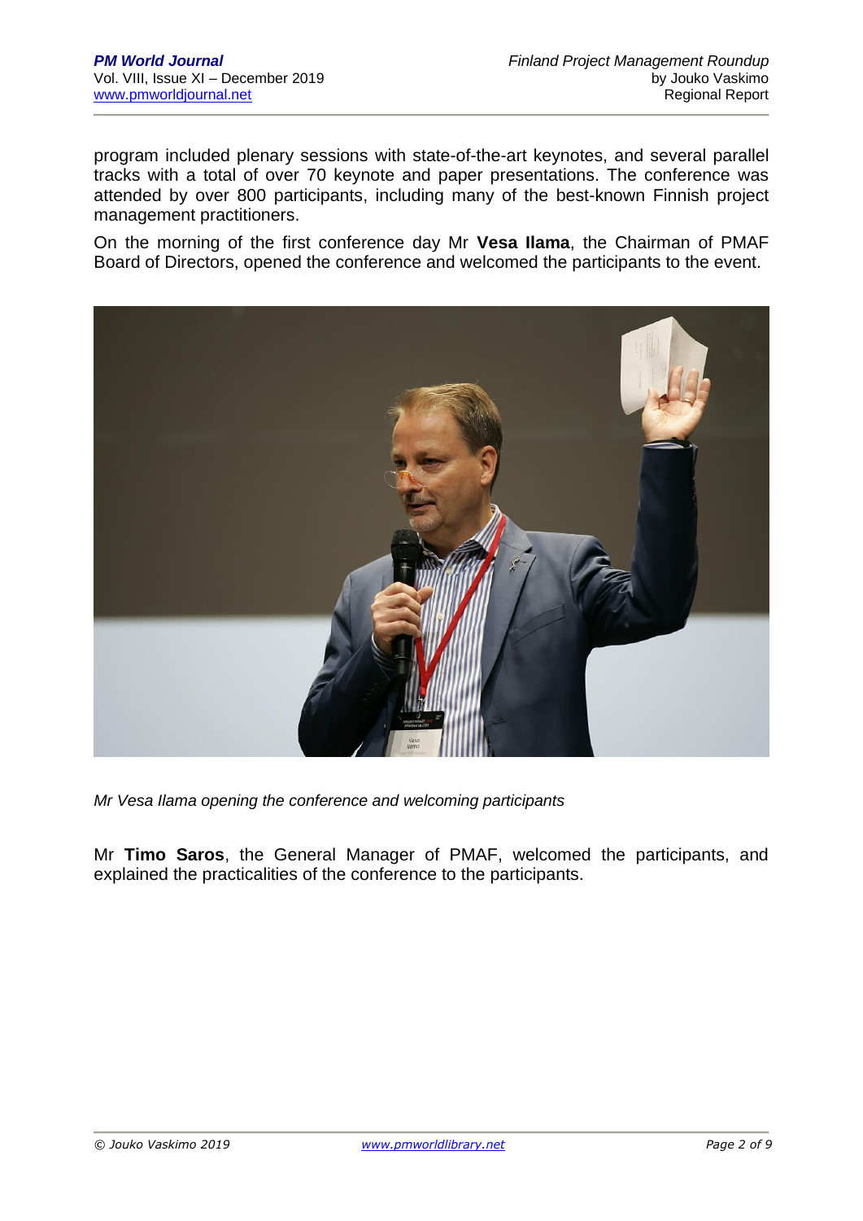program included plenary sessions with state-of-the-art keynotes, and several parallel tracks with a total of over 70 keynote and paper presentations. The conference was attended by over 800 participants, including many of the best-known Finnish project management practitioners.

On the morning of the first conference day Mr **Vesa Ilama**, the Chairman of PMAF Board of Directors, opened the conference and welcomed the participants to the event.

*Mr Vesa Ilama opening the conference and welcoming participants*

Mr **Timo Saros**, the General Manager of PMAF, welcomed the participants, and explained the practicalities of the conference to the participants.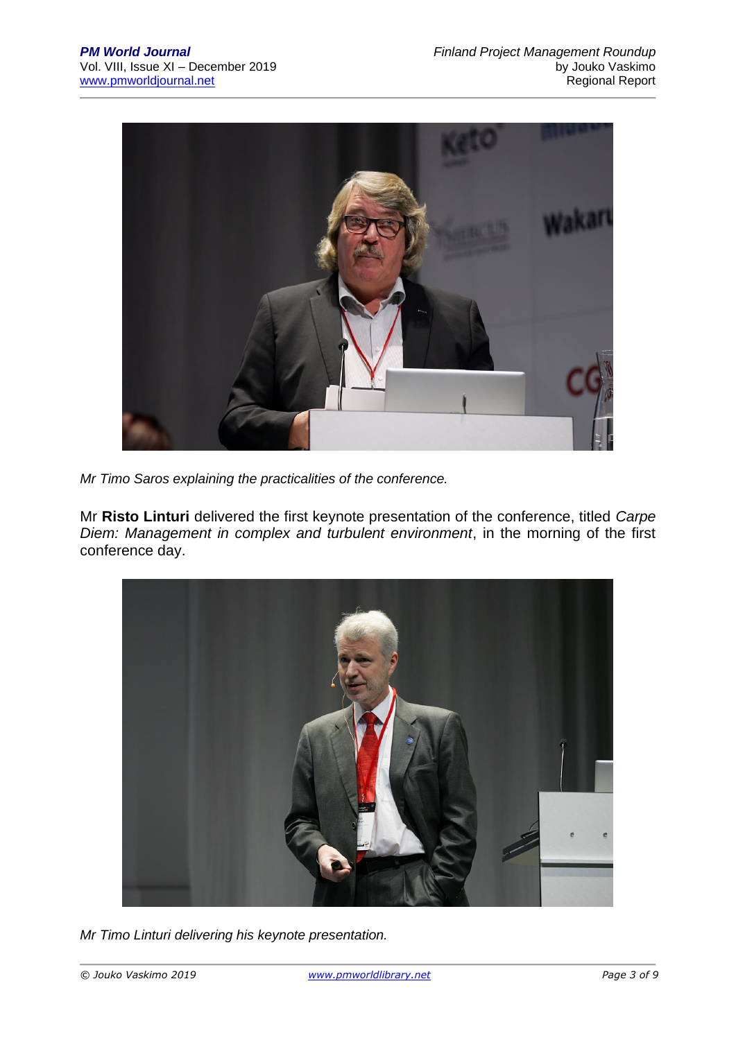*Mr Timo Saros explaining the practicalities of the conference.*

Mr **Risto Linturi** delivered the first keynote presentation of the conference, titled *Carpe Diem: Management in complex and turbulent environment*, in the morning of the first conference day.

*Mr Timo Linturi delivering his keynote presentation.*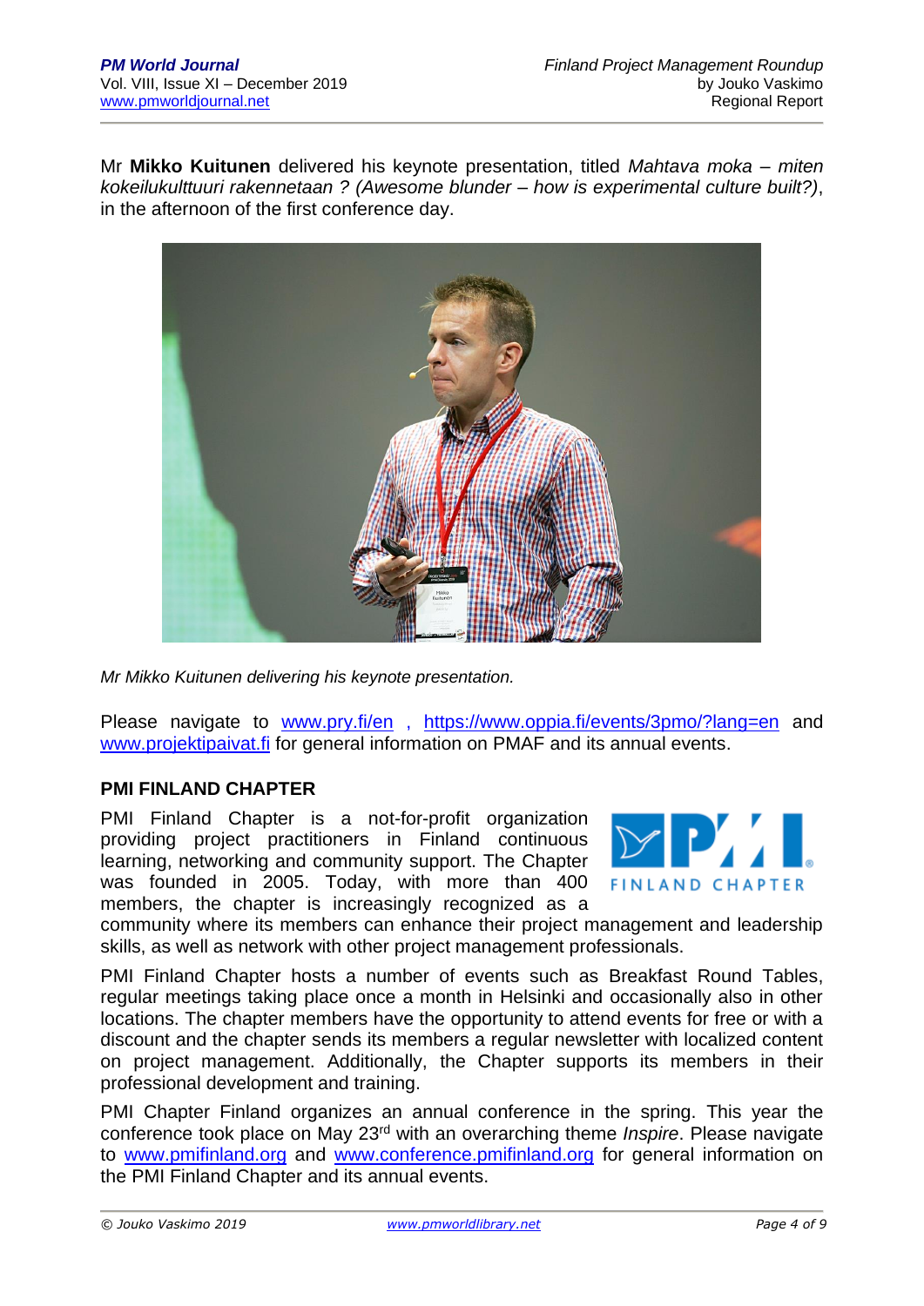Mr **Mikko Kuitunen** delivered his keynote presentation, titled *Mahtava moka – miten kokeilukulttuuri rakennetaan ? (Awesome blunder – how is experimental culture built?)*, in the afternoon of the first conference day.

*Mr Mikko Kuitunen delivering his keynote presentation.*

Please navigate to www.pry.fi/en , https://www.oppia.fi/events/3pmo/?lang=en and www.projektipaivat.fi for general information on PMAF and its annual events.

## PMI FINLAND CHAPTER

PMI Finland Chapter is a not-for-profit organization providing project practitioners in Finland continuous learning, networking and community support. The Chapter was founded in 2005. Today, with more than 400 members, the chapter is increasingly recognized as a community where its members can enhance their project management and leadership skills, as well as network with other project management professionals.

PMI Finland Chapter hosts a number of events such as Breakfast Round Tables, regular meetings taking place once a month in Helsinki and occasionally also in other locations. The chapter members have the opportunity to attend events for free or with a discount and the chapter sends its members a regular newsletter with localized content on project management. Additionally, the Chapter supports its members in their professional development and training.

PMI Chapter Finland organizes an annual conference in the spring. This year the conference took place on May 23rd with an overarching theme *Inspire*. Please navigate to www.pmifinland.org and www.conference.pmifinland.org for general information on the PMI Finland Chapter and its annual events.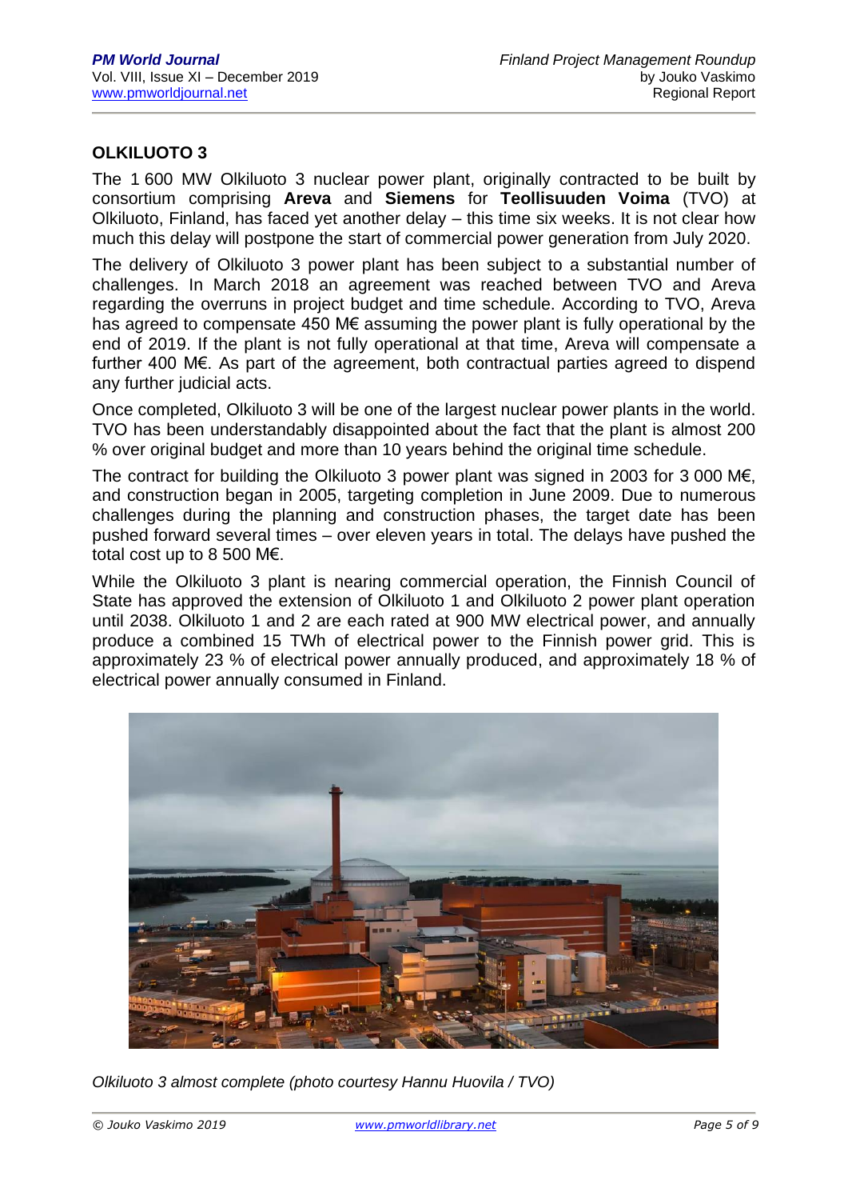## OLKILUOTO 3

The 1 600 MW Olkiluoto 3 nuclear power plant, originally contracted to be built by consortium comprising **Areva** and **Siemens** for **Teollisuuden Voima** (TVO) at Olkiluoto, Finland, has faced yet another delay – this time six weeks. It is not clear how much this delay will postpone the start of commercial power generation from July 2020.

The delivery of Olkiluoto 3 power plant has been subject to a substantial number of challenges. In March 2018 an agreement was reached between TVO and Areva regarding the overruns in project budget and time schedule. According to TVO, Areva has agreed to compensate 450 M€ assuming the power plant is fully operational by the end of 2019. If the plant is not fully operational at that time, Areva will compensate a further 400 M€. As part of the agreement, both contractual parties agreed to dispend any further judicial acts.

Once completed, Olkiluoto 3 will be one of the largest nuclear power plants in the world. TVO has been understandably disappointed about the fact that the plant is almost 200 % over original budget and more than 10 years behind the original time schedule.

The contract for building the Olkiluoto 3 power plant was signed in 2003 for 3 000 M€, and construction began in 2005, targeting completion in June 2009. Due to numerous challenges during the planning and construction phases, the target date has been pushed forward several times – over eleven years in total. The delays have pushed the total cost up to 8 500 M€.

While the Olkiluoto 3 plant is nearing commercial operation, the Finnish Council of State has approved the extension of Olkiluoto 1 and Olkiluoto 2 power plant operation until 2038. Olkiluoto 1 and 2 are each rated at 900 MW electrical power, and annually produce a combined 15 TWh of electrical power to the Finnish power grid. This is approximately 23 % of electrical power annually produced, and approximately 18 % of electrical power annually consumed in Finland.

*Olkiluoto 3 almost complete (photo courtesy Hannu Huovila / TVO)*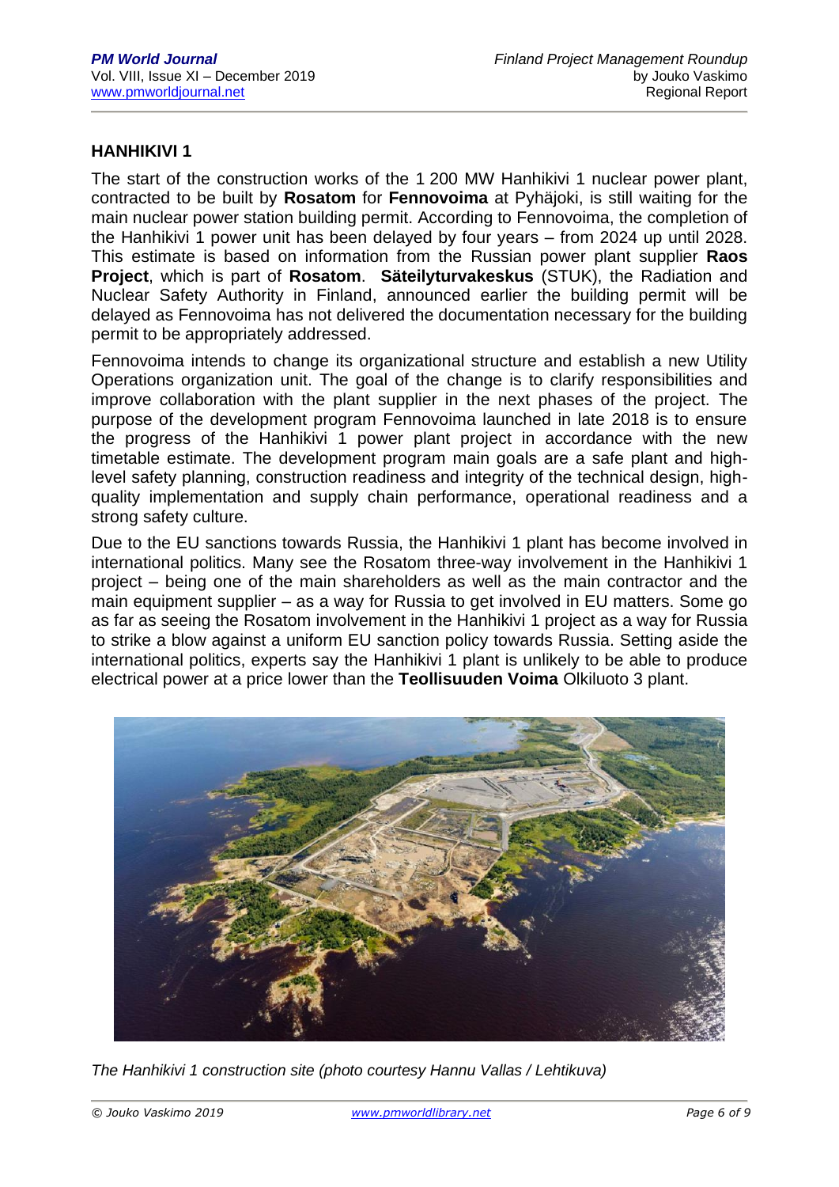## HANHIKIVI 1

The start of the construction works of the 1 200 MW Hanhikivi 1 nuclear power plant, contracted to be built by **Rosatom** for **Fennovoima** at Pyhäjoki, is still waiting for the main nuclear power station building permit. According to Fennovoima, the completion of the Hanhikivi 1 power unit has been delayed by four years – from 2024 up until 2028. This estimate is based on information from the Russian power plant supplier **Raos Project**, which is part of **Rosatom**. **Säteilyturvakeskus** (STUK), the Radiation and Nuclear Safety Authority in Finland, announced earlier the building permit will be delayed as Fennovoima has not delivered the documentation necessary for the building permit to be appropriately addressed.

Fennovoima intends to change its organizational structure and establish a new Utility Operations organization unit. The goal of the change is to clarify responsibilities and improve collaboration with the plant supplier in the next phases of the project. The purpose of the development program Fennovoima launched in late 2018 is to ensure the progress of the Hanhikivi 1 power plant project in accordance with the new timetable estimate. The development program main goals are a safe plant and high-level safety planning, construction readiness and integrity of the technical design, high-quality implementation and supply chain performance, operational readiness and a strong safety culture.

Due to the EU sanctions towards Russia, the Hanhikivi 1 plant has become involved in international politics. Many see the Rosatom three-way involvement in the Hanhikivi 1 project – being one of the main shareholders as well as the main contractor and the main equipment supplier – as a way for Russia to get involved in EU matters. Some go as far as seeing the Rosatom involvement in the Hanhikivi 1 project as a way for Russia to strike a blow against a uniform EU sanction policy towards Russia. Setting aside the international politics, experts say the Hanhikivi 1 plant is unlikely to be able to produce electrical power at a price lower than the **Teollisuuden Voima** Olkiluoto 3 plant.

*The Hanhikivi 1 construction site (photo courtesy Hannu Vallas / Lehtikuva)*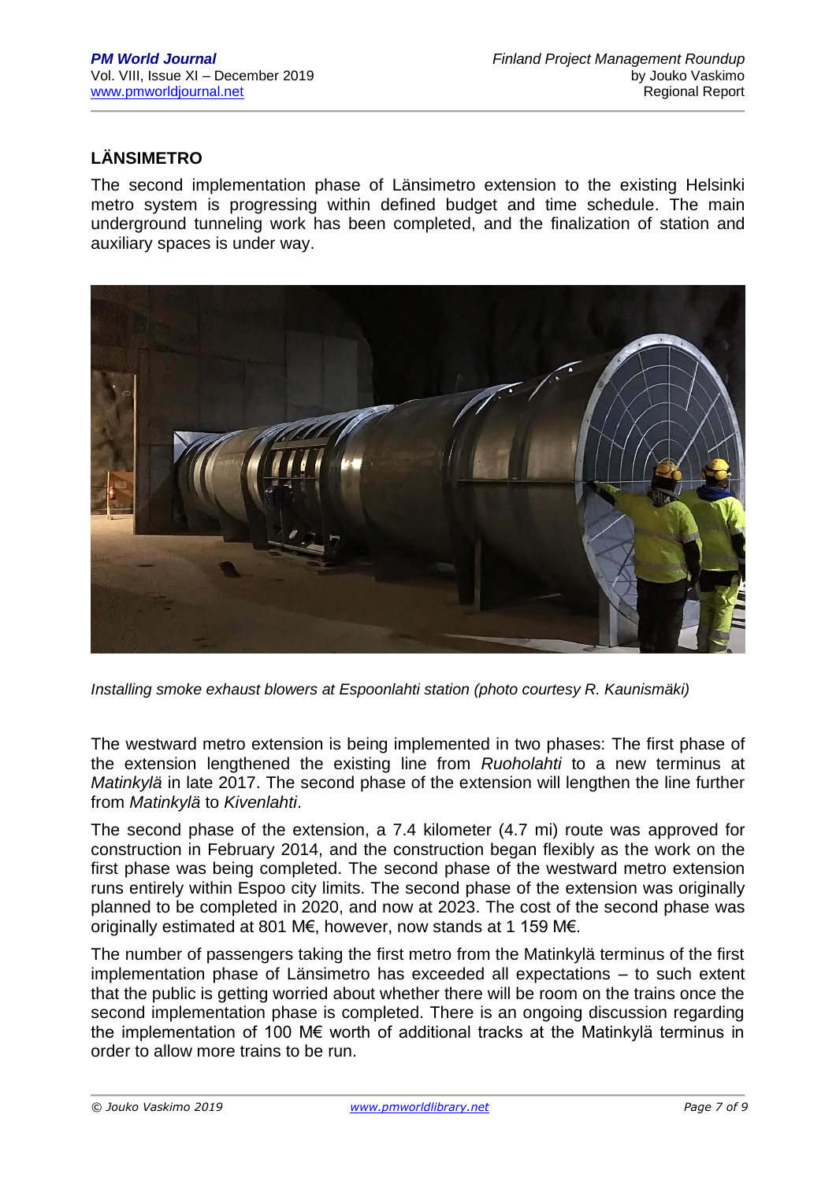## LÄNSIMETRO

The second implementation phase of Länsimetro extension to the existing Helsinki metro system is progressing within defined budget and time schedule. The main underground tunneling work has been completed, and the finalization of station and auxiliary spaces is under way.

*Installing smoke exhaust blowers at Espoonlahti station (photo courtesy R. Kaunismäki)*

The westward metro extension is being implemented in two phases: The first phase of the extension lengthened the existing line from *Ruoholahti* to a new terminus at *Matinkylä* in late 2017. The second phase of the extension will lengthen the line further from *Matinkylä* to *Kivenlahti*.

The second phase of the extension, a 7.4 kilometer (4.7 mi) route was approved for construction in February 2014, and the construction began flexibly as the work on the first phase was being completed. The second phase of the westward metro extension runs entirely within Espoo city limits. The second phase of the extension was originally planned to be completed in 2020, and now at 2023. The cost of the second phase was originally estimated at 801 M€, however, now stands at 1 159 M€.

The number of passengers taking the first metro from the Matinkylä terminus of the first implementation phase of Länsimetro has exceeded all expectations – to such extent that the public is getting worried about whether there will be room on the trains once the second implementation phase is completed. There is an ongoing discussion regarding the implementation of 100 M€ worth of additional tracks at the Matinkylä terminus in order to allow more trains to be run.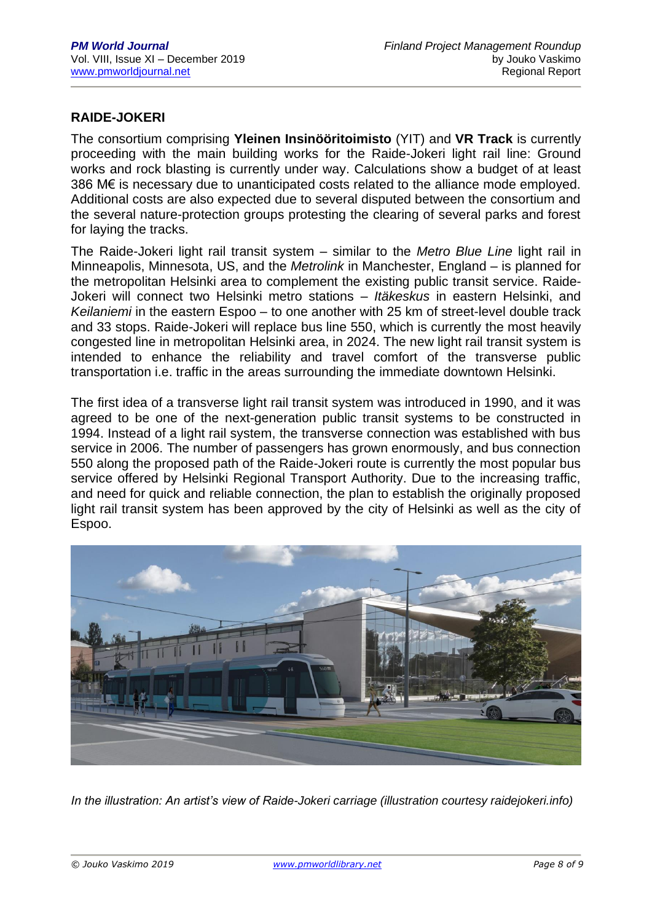## RAIDE-JOKERI

The consortium comprising **Yleinen Insinööritoimisto** (YIT) and **VR Track** is currently proceeding with the main building works for the Raide-Jokeri light rail line: Ground works and rock blasting is currently under way. Calculations show a budget of at least 386 M€ is necessary due to unanticipated costs related to the alliance mode employed. Additional costs are also expected due to several disputed between the consortium and the several nature-protection groups protesting the clearing of several parks and forest for laying the tracks.

The Raide-Jokeri light rail transit system – similar to the *Metro Blue Line* light rail in Minneapolis, Minnesota, US, and the *Metrolink* in Manchester, England – is planned for the metropolitan Helsinki area to complement the existing public transit service. Raide-Jokeri will connect two Helsinki metro stations – *Itäkeskus* in eastern Helsinki, and *Keilaniemi* in the eastern Espoo – to one another with 25 km of street-level double track and 33 stops. Raide-Jokeri will replace bus line 550, which is currently the most heavily congested line in metropolitan Helsinki area, in 2024. The new light rail transit system is intended to enhance the reliability and travel comfort of the transverse public transportation i.e. traffic in the areas surrounding the immediate downtown Helsinki.

The first idea of a transverse light rail transit system was introduced in 1990, and it was agreed to be one of the next-generation public transit systems to be constructed in 1994. Instead of a light rail system, the transverse connection was established with bus service in 2006. The number of passengers has grown enormously, and bus connection 550 along the proposed path of the Raide-Jokeri route is currently the most popular bus service offered by Helsinki Regional Transport Authority. Due to the increasing traffic, and need for quick and reliable connection, the plan to establish the originally proposed light rail transit system has been approved by the city of Helsinki as well as the city of Espoo.

*In the illustration: An artist's view of Raide-Jokeri carriage (illustration courtesy raidejokeri.info)*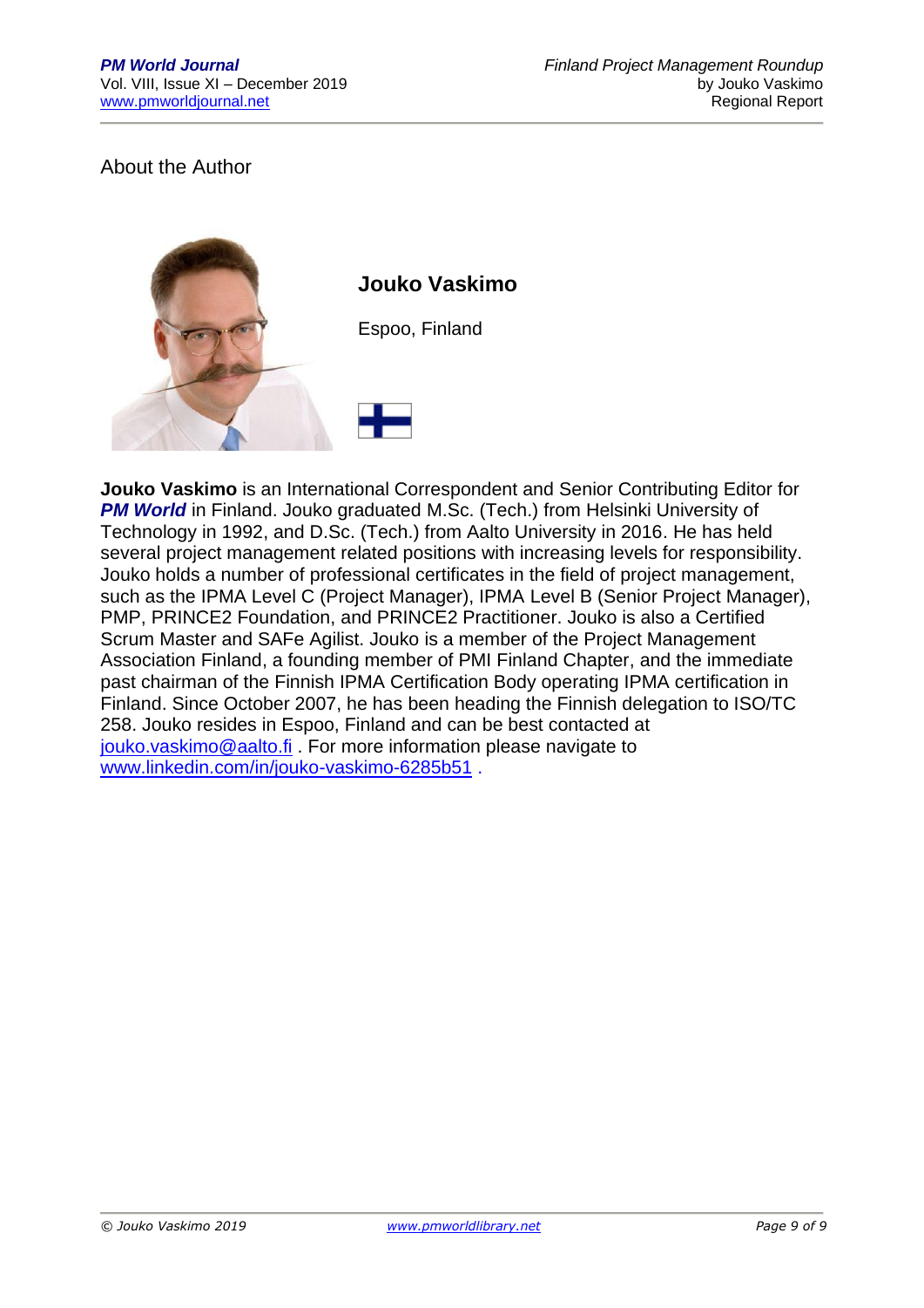## About the Author

### Jouko Vaskimo

Espoo, Finland

**Jouko Vaskimo** is an International Correspondent and Senior Contributing Editor for ***PM World*** in Finland. Jouko graduated M.Sc. (Tech.) from Helsinki University of Technology in 1992, and D.Sc. (Tech.) from Aalto University in 2016. He has held several project management related positions with increasing levels for responsibility. Jouko holds a number of professional certificates in the field of project management, such as the IPMA Level C (Project Manager), IPMA Level B (Senior Project Manager), PMP, PRINCE2 Foundation, and PRINCE2 Practitioner. Jouko is also a Certified Scrum Master and SAFe Agilist. Jouko is a member of the Project Management Association Finland, a founding member of PMI Finland Chapter, and the immediate past chairman of the Finnish IPMA Certification Body operating IPMA certification in Finland. Since October 2007, he has been heading the Finnish delegation to ISO/TC 258. Jouko resides in Espoo, Finland and can be best contacted at [jouko.vaskimo@aalto.fi](mailto:jouko.vaskimo@aalto.fi) . For more information please navigate to [www.linkedin.com/in/jouko-vaskimo-6285b51](http://www.linkedin.com/in/jouko-vaskimo-6285b51) .